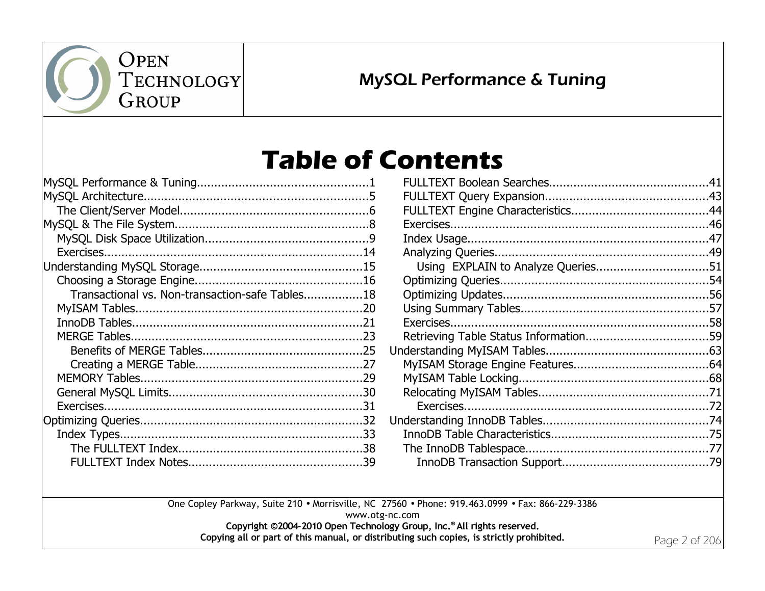# Table of Contents

- MySQL Performance & Tuning....1
- MySQL Architecture....5
  - The Client/Server Model....6
- MySQL & The File System....8
  - MySQL Disk Space Utilization....9
  - Exercises....14
- Understanding MySQL Storage....15
  - Choosing a Storage Engine....16
    - Transactional vs. Non-transaction-safe Tables....18
  - MyISAM Tables....20
  - InnoDB Tables....21
  - MERGE Tables....23
    - Benefits of MERGE Tables....25
    - Creating a MERGE Table....27
  - MEMORY Tables....29
  - General MySQL Limits....30
  - Exercises....31
- Optimizing Queries....32
  - Index Types....33
    - The FULLTEXT Index....38
    - FULLTEXT Index Notes....39
  - FULLTEXT Boolean Searches....41
  - FULLTEXT Query Expansion....43
  - FULLTEXT Engine Characteristics....44
  - Exercises....46
  - Index Usage....47
  - Analyzing Queries....49
    - Using EXPLAIN to Analyze Queries....51
  - Optimizing Queries....54
  - Optimizing Updates....56
  - Using Summary Tables....57
  - Exercises....58
  - Retrieving Table Status Information....59
- Understanding MyISAM Tables....63
  - MyISAM Storage Engine Features....64
  - MyISAM Table Locking....68
  - Relocating MyISAM Tables....71
    - Exercises....72
- Understanding InnoDB Tables....74
  - InnoDB Table Characteristics....75
  - The InnoDB Tablespace....77
    - InnoDB Transaction Support....79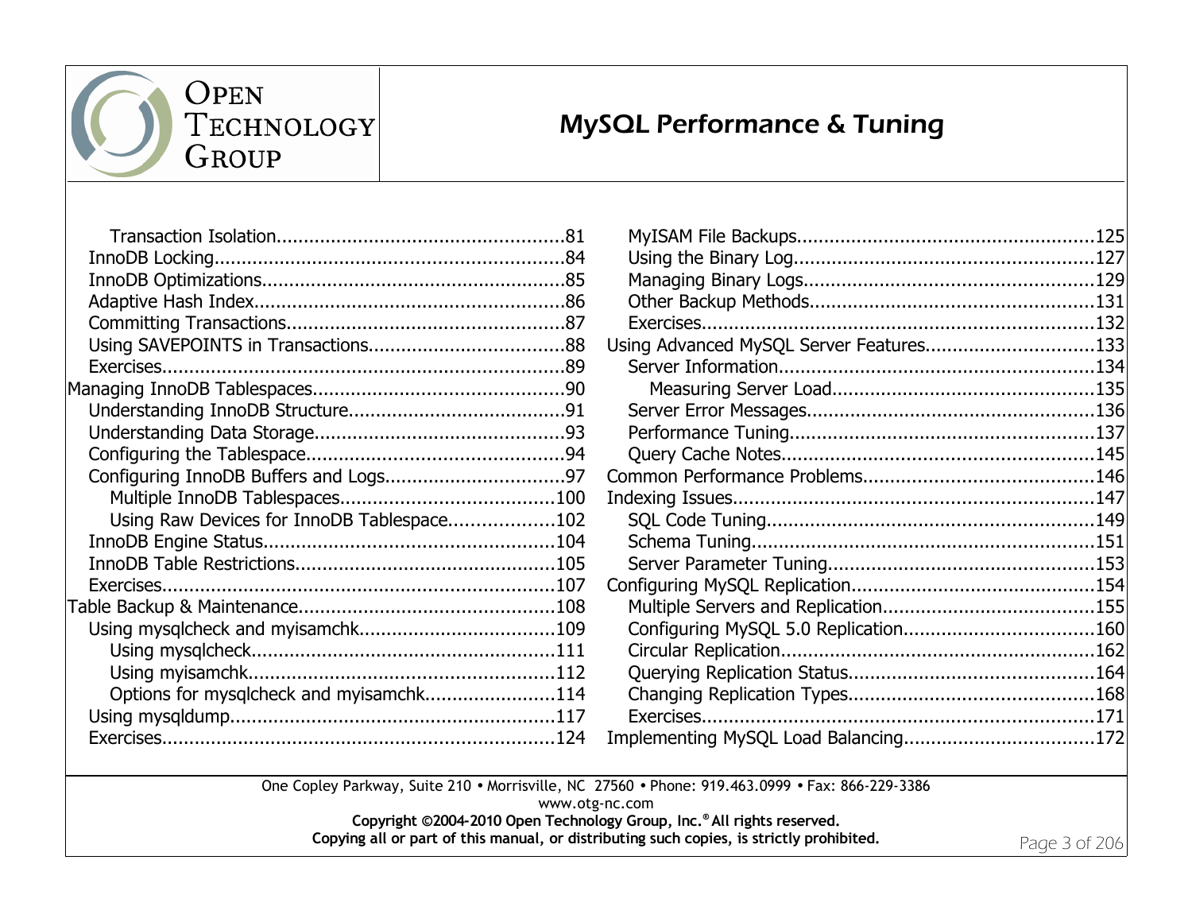- Transaction Isolation....................................................81
- InnoDB Locking...............................................................84
- InnoDB Optimizations.......................................................85
- Adaptive Hash Index........................................................86
- Committing Transactions..................................................87
- Using SAVEPOINTS in Transactions...................................88
- Exercises.........................................................................89

Managing InnoDB Tablespaces.............................................90

- Understanding InnoDB Structure........................................91
- Understanding Data Storage.............................................93
- Configuring the Tablespace...............................................94
- Configuring InnoDB Buffers and Logs.................................97
  - Multiple InnoDB Tablespaces......................................100
  - Using Raw Devices for InnoDB Tablespace...................102
- InnoDB Engine Status....................................................104
- InnoDB Table Restrictions...............................................105
- Exercises.......................................................................107

Table Backup & Maintenance..............................................108

- Using mysqlcheck and myisamchk...................................109
  - Using mysqlcheck.......................................................111
  - Using myisamchk.......................................................112
  - Options for mysqlcheck and myisamchk.......................114
- Using mysqldump...........................................................117
- Exercises.......................................................................124
- MyISAM File Backups.....................................................125
- Using the Binary Log.....................................................127
- Managing Binary Logs....................................................129
- Other Backup Methods...................................................131
- Exercises.......................................................................132

Using Advanced MySQL Server Features..............................133

- Server Information........................................................134
  - Measuring Server Load..............................................135
- Server Error Messages...................................................136
- Performance Tuning.......................................................137
- Query Cache Notes........................................................145

Common Performance Problems..........................................146

Indexing Issues.................................................................147

- SQL Code Tuning...........................................................149
- Schema Tuning..............................................................151
- Server Parameter Tuning................................................153

Configuring MySQL Replication............................................154

- Multiple Servers and Replication......................................155
- Configuring MySQL 5.0 Replication..................................160
- Circular Replication........................................................162
- Querying Replication Status............................................164
- Changing Replication Types............................................168
- Exercises.......................................................................171

Implementing MySQL Load Balancing..................................172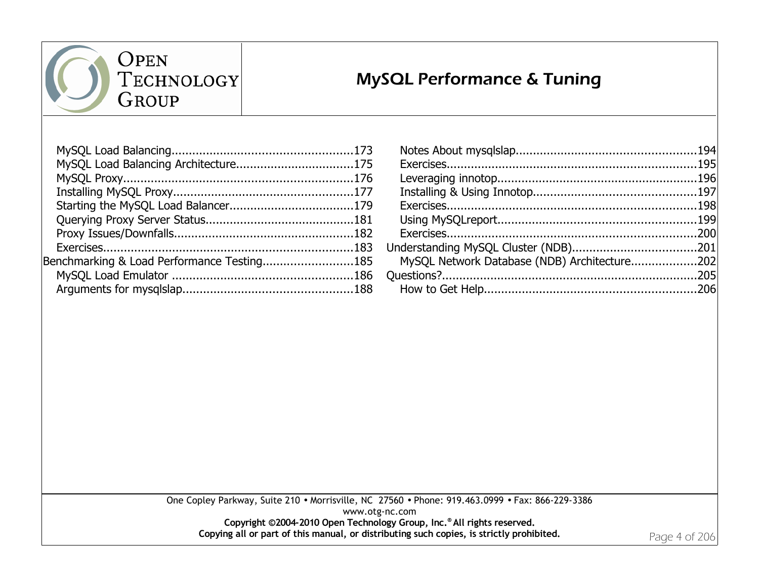- MySQL Load Balancing....................................................173
- MySQL Load Balancing Architecture..................................175
- MySQL Proxy..................................................................176
- Installing MySQL Proxy....................................................177
- Starting the MySQL Load Balancer....................................179
- Querying Proxy Server Status..........................................181
- Proxy Issues/Downfalls.....................................................182
- Exercises.........................................................................183

Benchmarking & Load Performance Testing..........................185

- MySQL Load Emulator ....................................................186
- Arguments for mysqlslap.................................................188
- Notes About mysqlslap....................................................194
- Exercises.........................................................................195
- Leveraging innotop..........................................................196
- Installing & Using Innotop...............................................197
- Exercises.........................................................................198
- Using MySQLreport..........................................................199
- Exercises.........................................................................200

Understanding MySQL Cluster (NDB)..................................201

- MySQL Network Database (NDB) Architecture...................202

Questions?........................................................................205

- How to Get Help.............................................................206